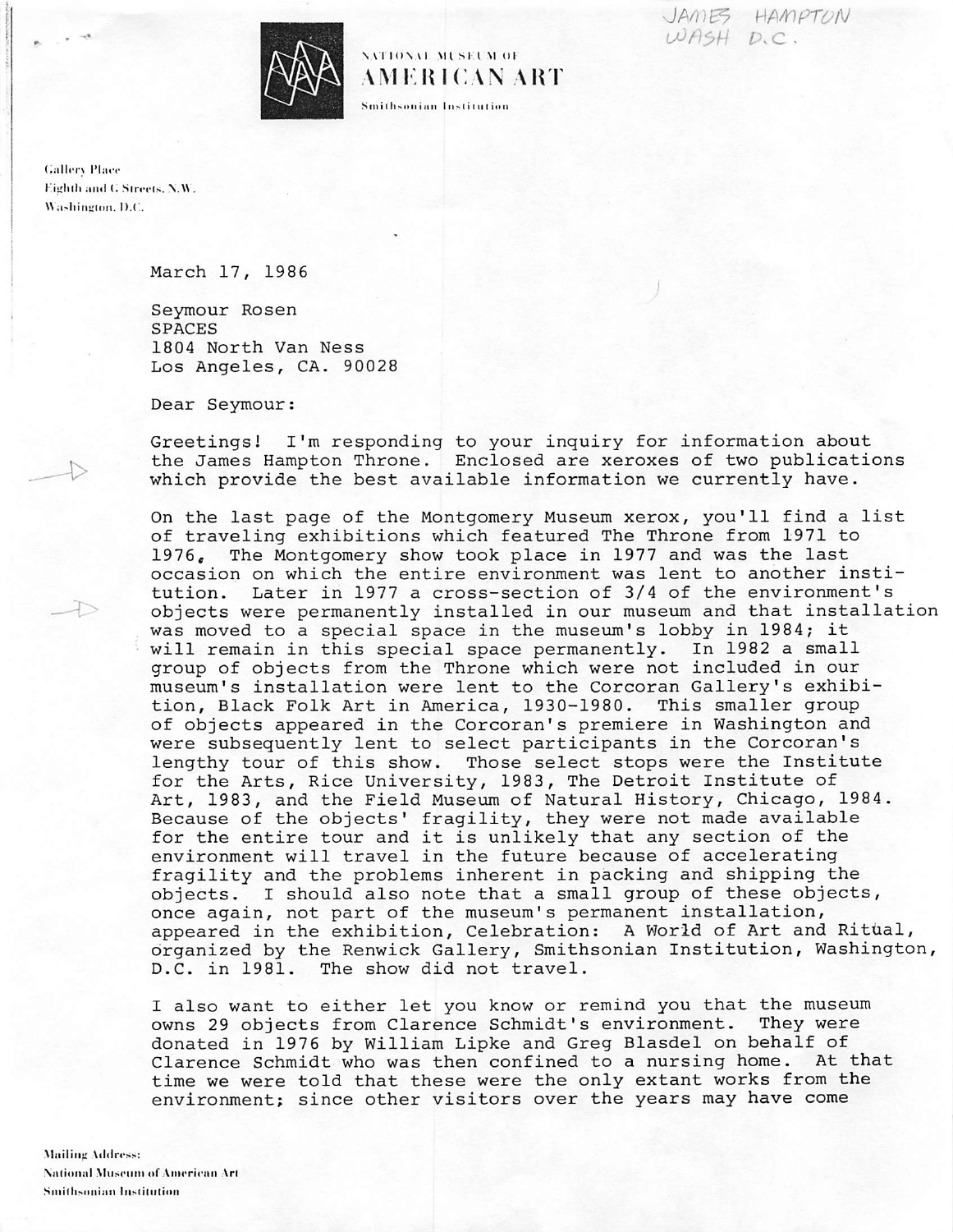JAMES HAMPTON
WASH D.C.

NATIONAL MUSEUM OF
AMERICAN ART
Smithsonian Institution

Gallery Place
Eighth and G Streets, N.W.
Washington, D.C.

March 17, 1986

Seymour Rosen
SPACES
1804 North Van Ness
Los Angeles, CA. 90028

Dear Seymour:

Greetings! I'm responding to your inquiry for information about the James Hampton Throne. Enclosed are xeroxes of two publications which provide the best available information we currently have.

On the last page of the Montgomery Museum xerox, you'll find a list of traveling exhibitions which featured The Throne from 1971 to 1976. The Montgomery show took place in 1977 and was the last occasion on which the entire environment was lent to another institution. Later in 1977 a cross-section of 3/4 of the environment's objects were permanently installed in our museum and that installation was moved to a special space in the museum's lobby in 1984; it will remain in this special space permanently. In 1982 a small group of objects from the Throne which were not included in our museum's installation were lent to the Corcoran Gallery's exhibition, Black Folk Art in America, 1930-1980. This smaller group of objects appeared in the Corcoran's premiere in Washington and were subsequently lent to select participants in the Corcoran's lengthy tour of this show. Those select stops were the Institute for the Arts, Rice University, 1983, The Detroit Institute of Art, 1983, and the Field Museum of Natural History, Chicago, 1984. Because of the objects' fragility, they were not made available for the entire tour and it is unlikely that any section of the environment will travel in the future because of accelerating fragility and the problems inherent in packing and shipping the objects. I should also note that a small group of these objects, once again, not part of the museum's permanent installation, appeared in the exhibition, Celebration: A World of Art and Ritual, organized by the Renwick Gallery, Smithsonian Institution, Washington, D.C. in 1981. The show did not travel.

I also want to either let you know or remind you that the museum owns 29 objects from Clarence Schmidt's environment. They were donated in 1976 by William Lipke and Greg Blasdel on behalf of Clarence Schmidt who was then confined to a nursing home. At that time we were told that these were the only extant works from the environment; since other visitors over the years may have come

Mailing Address:
National Museum of American Art
Smithsonian Institution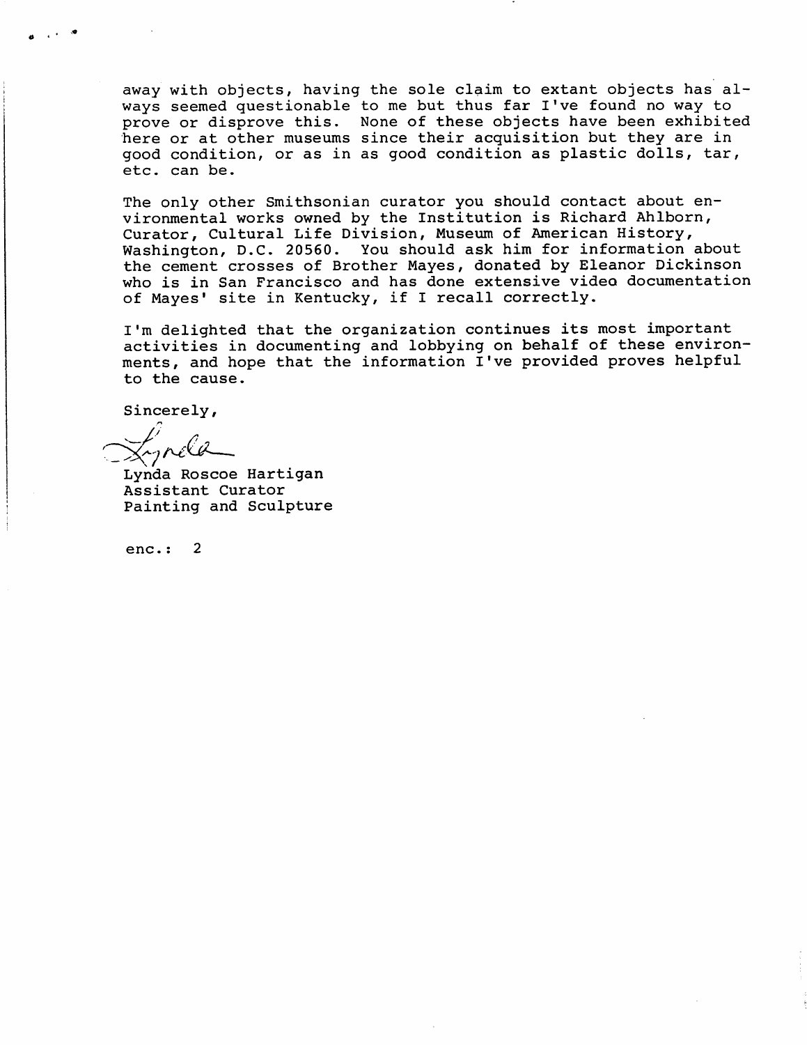away with objects, having the sole claim to extant objects has always seemed questionable to me but thus far I've found no way to prove or disprove this. None of these objects have been exhibited here or at other museums since their acquisition but they are in good condition, or as in as good condition as plastic dolls, tar, etc. can be.

The only other Smithsonian curator you should contact about environmental works owned by the Institution is Richard Ahlborn, Curator, Cultural Life Division, Museum of American History, Washington, D.C. 20560. You should ask him for information about the cement crosses of Brother Mayes, donated by Eleanor Dickinson who is in San Francisco and has done extensive video documentation of Mayes' site in Kentucky, if I recall correctly.

I'm delighted that the organization continues its most important activities in documenting and lobbying on behalf of these environments, and hope that the information I've provided proves helpful to the cause.

Sincerely,

Lynda

Lynda Roscoe Hartigan
Assistant Curator
Painting and Sculpture

enc.: 2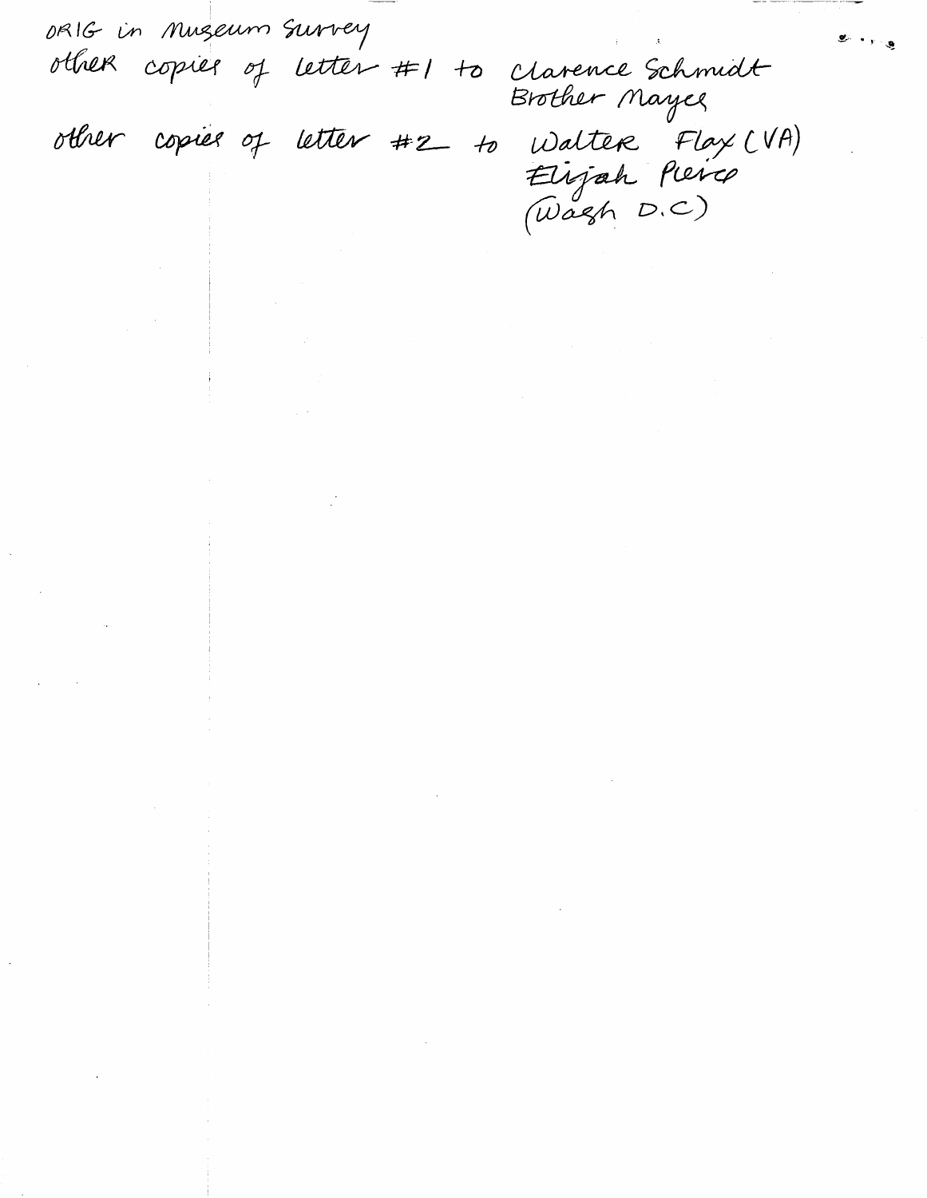ORIG in Museum Survey

other copies of letter #1 to Clarence Schmidt
Brother Mayes

other copies of letter #2 to Walter Flax (VA)
Elijah Pierce
(Wash D.C)